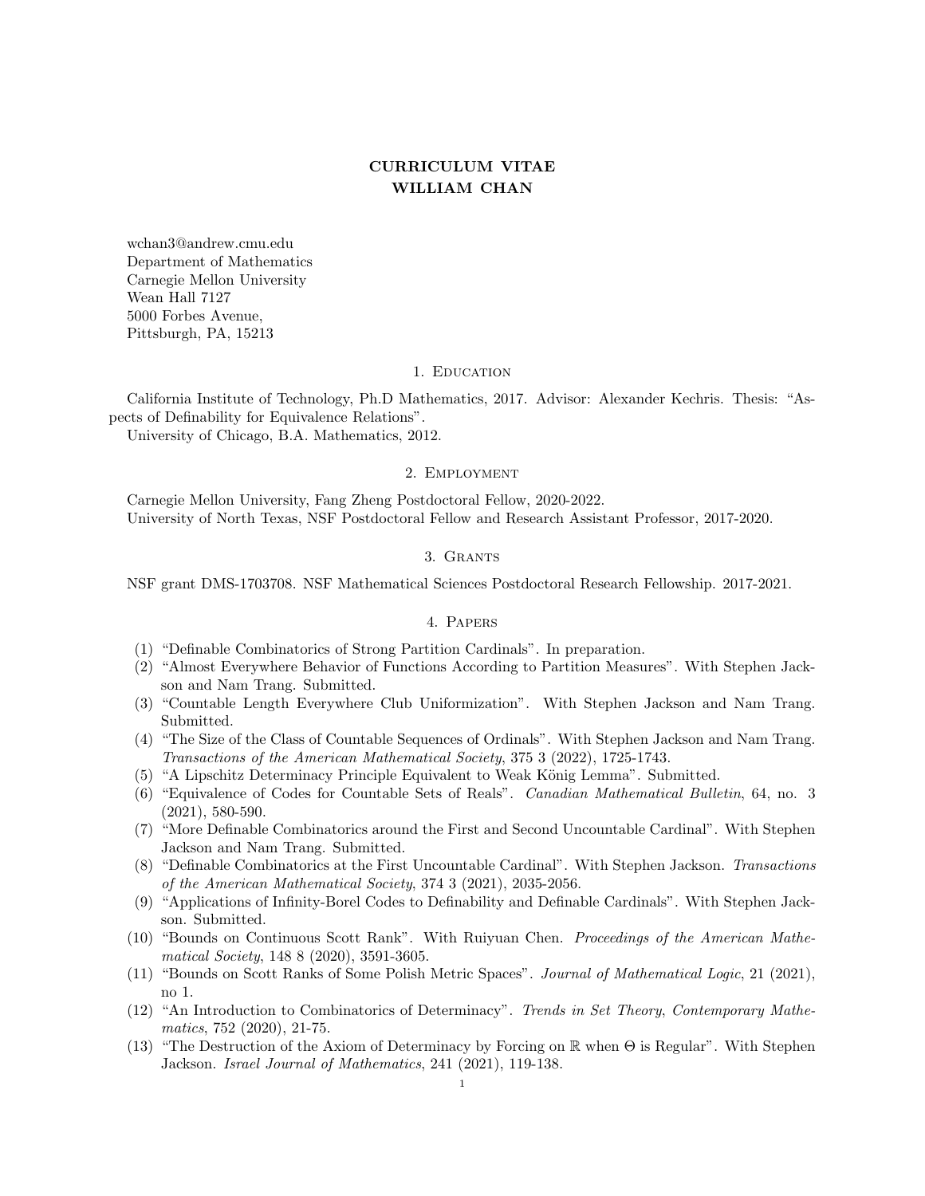# CURRICULUM VITAE
# WILLIAM CHAN

wchan3@andrew.cmu.edu
Department of Mathematics
Carnegie Mellon University
Wean Hall 7127
5000 Forbes Avenue,
Pittsburgh, PA, 15213

## 1. Education

California Institute of Technology, Ph.D Mathematics, 2017. Advisor: Alexander Kechris. Thesis: "Aspects of Definability for Equivalence Relations".
University of Chicago, B.A. Mathematics, 2012.

## 2. Employment

Carnegie Mellon University, Fang Zheng Postdoctoral Fellow, 2020-2022.
University of North Texas, NSF Postdoctoral Fellow and Research Assistant Professor, 2017-2020.

## 3. Grants

NSF grant DMS-1703708. NSF Mathematical Sciences Postdoctoral Research Fellowship. 2017-2021.

## 4. Papers

(1) "Definable Combinatorics of Strong Partition Cardinals". In preparation.
(2) "Almost Everywhere Behavior of Functions According to Partition Measures". With Stephen Jackson and Nam Trang. Submitted.
(3) "Countable Length Everywhere Club Uniformization". With Stephen Jackson and Nam Trang. Submitted.
(4) "The Size of the Class of Countable Sequences of Ordinals". With Stephen Jackson and Nam Trang. *Transactions of the American Mathematical Society*, 375 3 (2022), 1725-1743.
(5) "A Lipschitz Determinacy Principle Equivalent to Weak König Lemma". Submitted.
(6) "Equivalence of Codes for Countable Sets of Reals". *Canadian Mathematical Bulletin*, 64, no. 3 (2021), 580-590.
(7) "More Definable Combinatorics around the First and Second Uncountable Cardinal". With Stephen Jackson and Nam Trang. Submitted.
(8) "Definable Combinatorics at the First Uncountable Cardinal". With Stephen Jackson. *Transactions of the American Mathematical Society*, 374 3 (2021), 2035-2056.
(9) "Applications of Infinity-Borel Codes to Definability and Definable Cardinals". With Stephen Jackson. Submitted.
(10) "Bounds on Continuous Scott Rank". With Ruiyuan Chen. *Proceedings of the American Mathematical Society*, 148 8 (2020), 3591-3605.
(11) "Bounds on Scott Ranks of Some Polish Metric Spaces". *Journal of Mathematical Logic*, 21 (2021), no 1.
(12) "An Introduction to Combinatorics of Determinacy". *Trends in Set Theory*, *Contemporary Mathematics*, 752 (2020), 21-75.
(13) "The Destruction of the Axiom of Determinacy by Forcing on $\mathbb{R}$ when $\Theta$ is Regular". With Stephen Jackson. *Israel Journal of Mathematics*, 241 (2021), 119-138.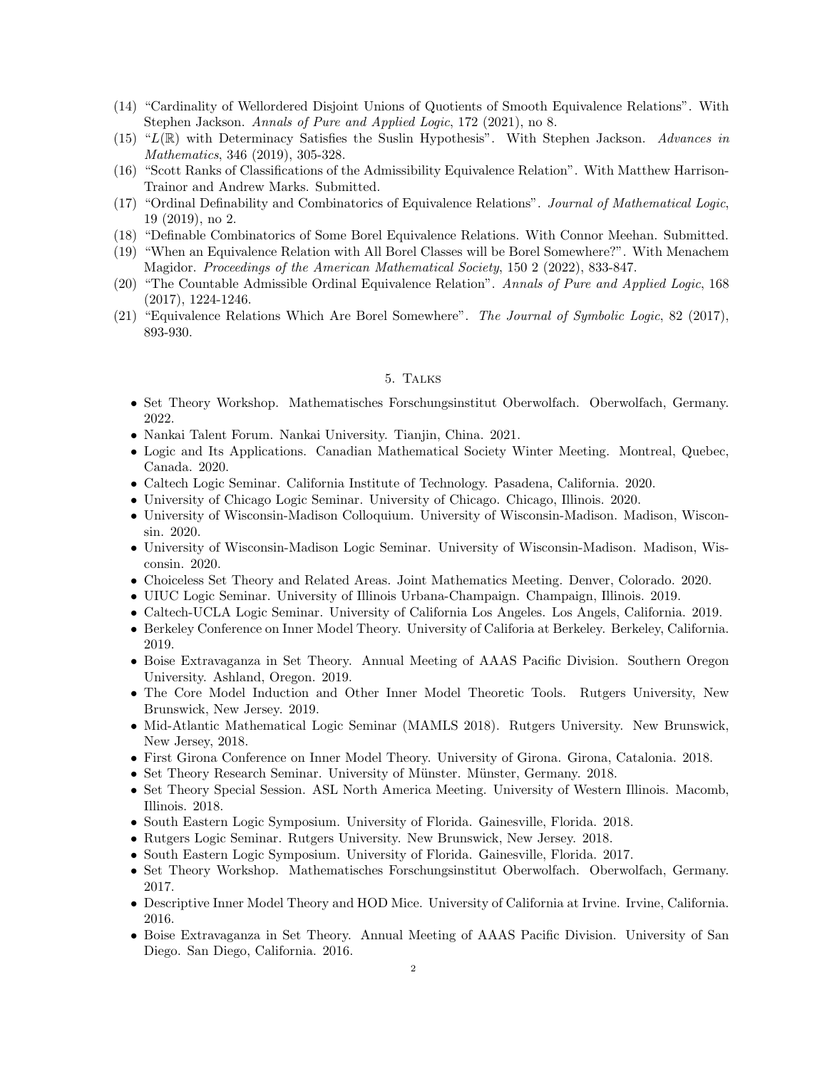(14) "Cardinality of Wellordered Disjoint Unions of Quotients of Smooth Equivalence Relations". With Stephen Jackson. *Annals of Pure and Applied Logic*, 172 (2021), no 8.
(15) "$L(\mathbb{R})$ with Determinacy Satisfies the Suslin Hypothesis". With Stephen Jackson. *Advances in Mathematics*, 346 (2019), 305-328.
(16) "Scott Ranks of Classifications of the Admissibility Equivalence Relation". With Matthew Harrison-Trainor and Andrew Marks. Submitted.
(17) "Ordinal Definability and Combinatorics of Equivalence Relations". *Journal of Mathematical Logic*, 19 (2019), no 2.
(18) "Definable Combinatorics of Some Borel Equivalence Relations. With Connor Meehan. Submitted.
(19) "When an Equivalence Relation with All Borel Classes will be Borel Somewhere?". With Menachem Magidor. *Proceedings of the American Mathematical Society*, 150 2 (2022), 833-847.
(20) "The Countable Admissible Ordinal Equivalence Relation". *Annals of Pure and Applied Logic*, 168 (2017), 1224-1246.
(21) "Equivalence Relations Which Are Borel Somewhere". *The Journal of Symbolic Logic*, 82 (2017), 893-930.

## 5. Talks

- Set Theory Workshop. Mathematisches Forschungsinstitut Oberwolfach. Oberwolfach, Germany. 2022.
- Nankai Talent Forum. Nankai University. Tianjin, China. 2021.
- Logic and Its Applications. Canadian Mathematical Society Winter Meeting. Montreal, Quebec, Canada. 2020.
- Caltech Logic Seminar. California Institute of Technology. Pasadena, California. 2020.
- University of Chicago Logic Seminar. University of Chicago. Chicago, Illinois. 2020.
- University of Wisconsin-Madison Colloquium. University of Wisconsin-Madison. Madison, Wisconsin. 2020.
- University of Wisconsin-Madison Logic Seminar. University of Wisconsin-Madison. Madison, Wisconsin. 2020.
- Choiceless Set Theory and Related Areas. Joint Mathematics Meeting. Denver, Colorado. 2020.
- UIUC Logic Seminar. University of Illinois Urbana-Champaign. Champaign, Illinois. 2019.
- Caltech-UCLA Logic Seminar. University of California Los Angeles. Los Angels, California. 2019.
- Berkeley Conference on Inner Model Theory. University of Califoria at Berkeley. Berkeley, California. 2019.
- Boise Extravaganza in Set Theory. Annual Meeting of AAAS Pacific Division. Southern Oregon University. Ashland, Oregon. 2019.
- The Core Model Induction and Other Inner Model Theoretic Tools. Rutgers University, New Brunswick, New Jersey. 2019.
- Mid-Atlantic Mathematical Logic Seminar (MAMLS 2018). Rutgers University. New Brunswick, New Jersey, 2018.
- First Girona Conference on Inner Model Theory. University of Girona. Girona, Catalonia. 2018.
- Set Theory Research Seminar. University of Münster. Münster, Germany. 2018.
- Set Theory Special Session. ASL North America Meeting. University of Western Illinois. Macomb, Illinois. 2018.
- South Eastern Logic Symposium. University of Florida. Gainesville, Florida. 2018.
- Rutgers Logic Seminar. Rutgers University. New Brunswick, New Jersey. 2018.
- South Eastern Logic Symposium. University of Florida. Gainesville, Florida. 2017.
- Set Theory Workshop. Mathematisches Forschungsinstitut Oberwolfach. Oberwolfach, Germany. 2017.
- Descriptive Inner Model Theory and HOD Mice. University of California at Irvine. Irvine, California. 2016.
- Boise Extravaganza in Set Theory. Annual Meeting of AAAS Pacific Division. University of San Diego. San Diego, California. 2016.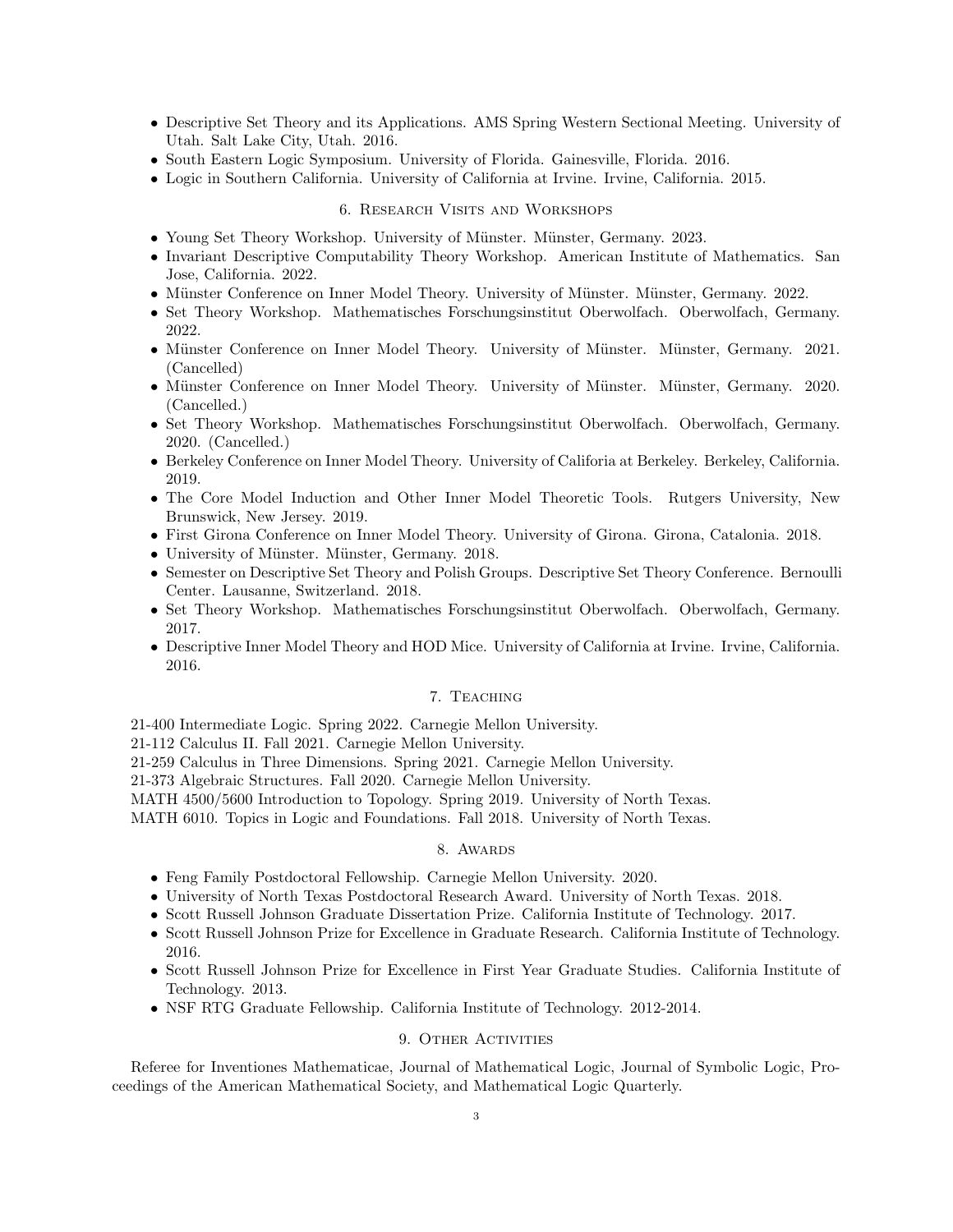- Descriptive Set Theory and its Applications. AMS Spring Western Sectional Meeting. University of Utah. Salt Lake City, Utah. 2016.
- South Eastern Logic Symposium. University of Florida. Gainesville, Florida. 2016.
- Logic in Southern California. University of California at Irvine. Irvine, California. 2015.

## 6. Research Visits and Workshops

- Young Set Theory Workshop. University of Münster. Münster, Germany. 2023.
- Invariant Descriptive Computability Theory Workshop. American Institute of Mathematics. San Jose, California. 2022.
- Münster Conference on Inner Model Theory. University of Münster. Münster, Germany. 2022.
- Set Theory Workshop. Mathematisches Forschungsinstitut Oberwolfach. Oberwolfach, Germany. 2022.
- Münster Conference on Inner Model Theory. University of Münster. Münster, Germany. 2021. (Cancelled)
- Münster Conference on Inner Model Theory. University of Münster. Münster, Germany. 2020. (Cancelled.)
- Set Theory Workshop. Mathematisches Forschungsinstitut Oberwolfach. Oberwolfach, Germany. 2020. (Cancelled.)
- Berkeley Conference on Inner Model Theory. University of Califoria at Berkeley. Berkeley, California. 2019.
- The Core Model Induction and Other Inner Model Theoretic Tools. Rutgers University, New Brunswick, New Jersey. 2019.
- First Girona Conference on Inner Model Theory. University of Girona. Girona, Catalonia. 2018.
- University of Münster. Münster, Germany. 2018.
- Semester on Descriptive Set Theory and Polish Groups. Descriptive Set Theory Conference. Bernoulli Center. Lausanne, Switzerland. 2018.
- Set Theory Workshop. Mathematisches Forschungsinstitut Oberwolfach. Oberwolfach, Germany. 2017.
- Descriptive Inner Model Theory and HOD Mice. University of California at Irvine. Irvine, California. 2016.

## 7. Teaching

21-400 Intermediate Logic. Spring 2022. Carnegie Mellon University.
21-112 Calculus II. Fall 2021. Carnegie Mellon University.
21-259 Calculus in Three Dimensions. Spring 2021. Carnegie Mellon University.
21-373 Algebraic Structures. Fall 2020. Carnegie Mellon University.
MATH 4500/5600 Introduction to Topology. Spring 2019. University of North Texas.
MATH 6010. Topics in Logic and Foundations. Fall 2018. University of North Texas.

## 8. Awards

- Feng Family Postdoctoral Fellowship. Carnegie Mellon University. 2020.
- University of North Texas Postdoctoral Research Award. University of North Texas. 2018.
- Scott Russell Johnson Graduate Dissertation Prize. California Institute of Technology. 2017.
- Scott Russell Johnson Prize for Excellence in Graduate Research. California Institute of Technology. 2016.
- Scott Russell Johnson Prize for Excellence in First Year Graduate Studies. California Institute of Technology. 2013.
- NSF RTG Graduate Fellowship. California Institute of Technology. 2012-2014.

## 9. Other Activities

Referee for Inventiones Mathematicae, Journal of Mathematical Logic, Journal of Symbolic Logic, Proceedings of the American Mathematical Society, and Mathematical Logic Quarterly.